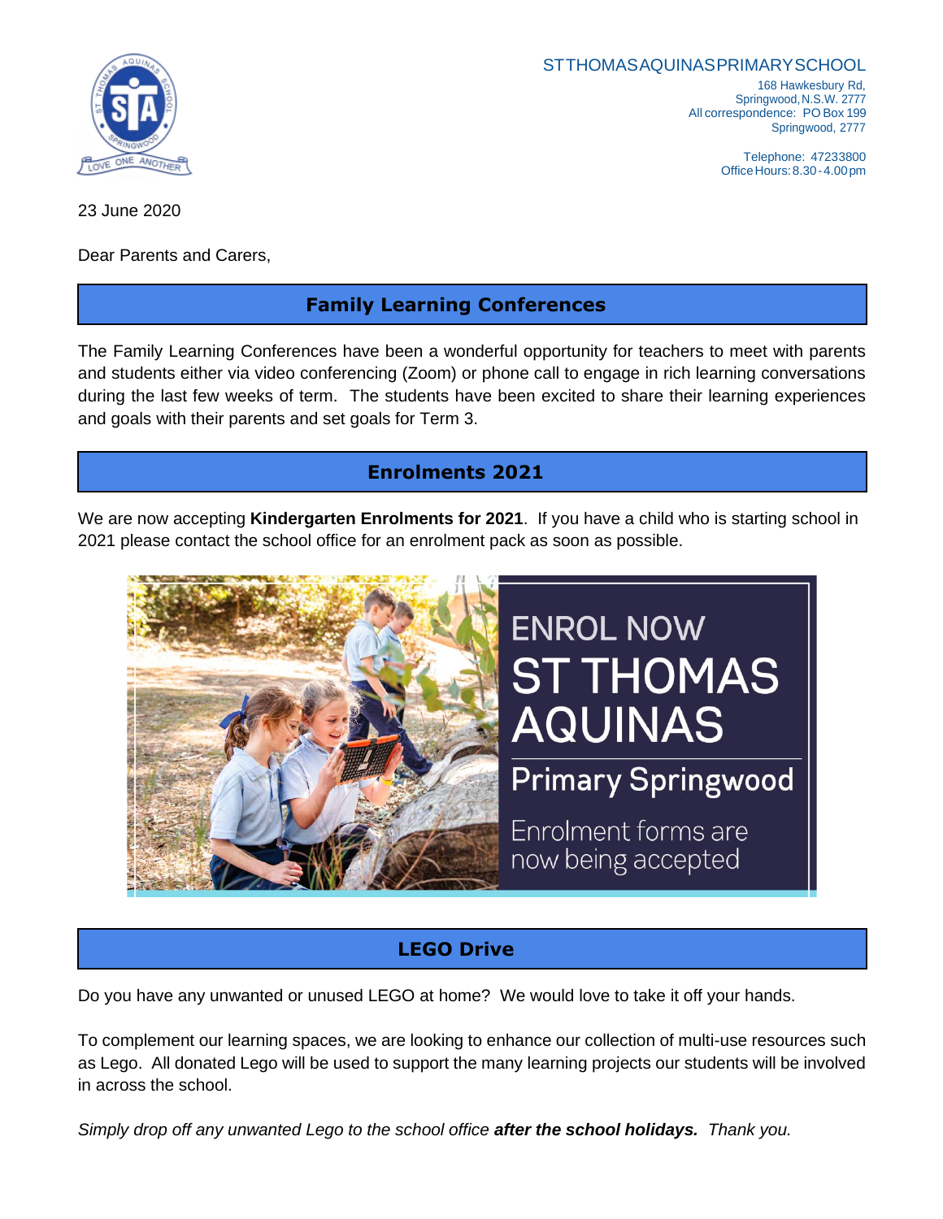ST THOMAS AQUINAS PRIMARY SCHOOL

168 Hawkesbury Rd,
Springwood, N.S.W. 2777
All correspondence: PO Box 199
Springwood, 2777

Telephone: 47233800
Office Hours: 8.30 - 4.00 pm

23 June 2020

Dear Parents and Carers,

## Family Learning Conferences

The Family Learning Conferences have been a wonderful opportunity for teachers to meet with parents and students either via video conferencing (Zoom) or phone call to engage in rich learning conversations during the last few weeks of term. The students have been excited to share their learning experiences and goals with their parents and set goals for Term 3.

## Enrolments 2021

We are now accepting **Kindergarten Enrolments for 2021**. If you have a child who is starting school in 2021 please contact the school office for an enrolment pack as soon as possible.

ENROL NOW
ST THOMAS AQUINAS
Primary Springwood
Enrolment forms are now being accepted

## LEGO Drive

Do you have any unwanted or unused LEGO at home? We would love to take it off your hands.

To complement our learning spaces, we are looking to enhance our collection of multi-use resources such as Lego. All donated Lego will be used to support the many learning projects our students will be involved in across the school.

*Simply drop off any unwanted Lego to the school office* ***after the school holidays.*** *Thank you.*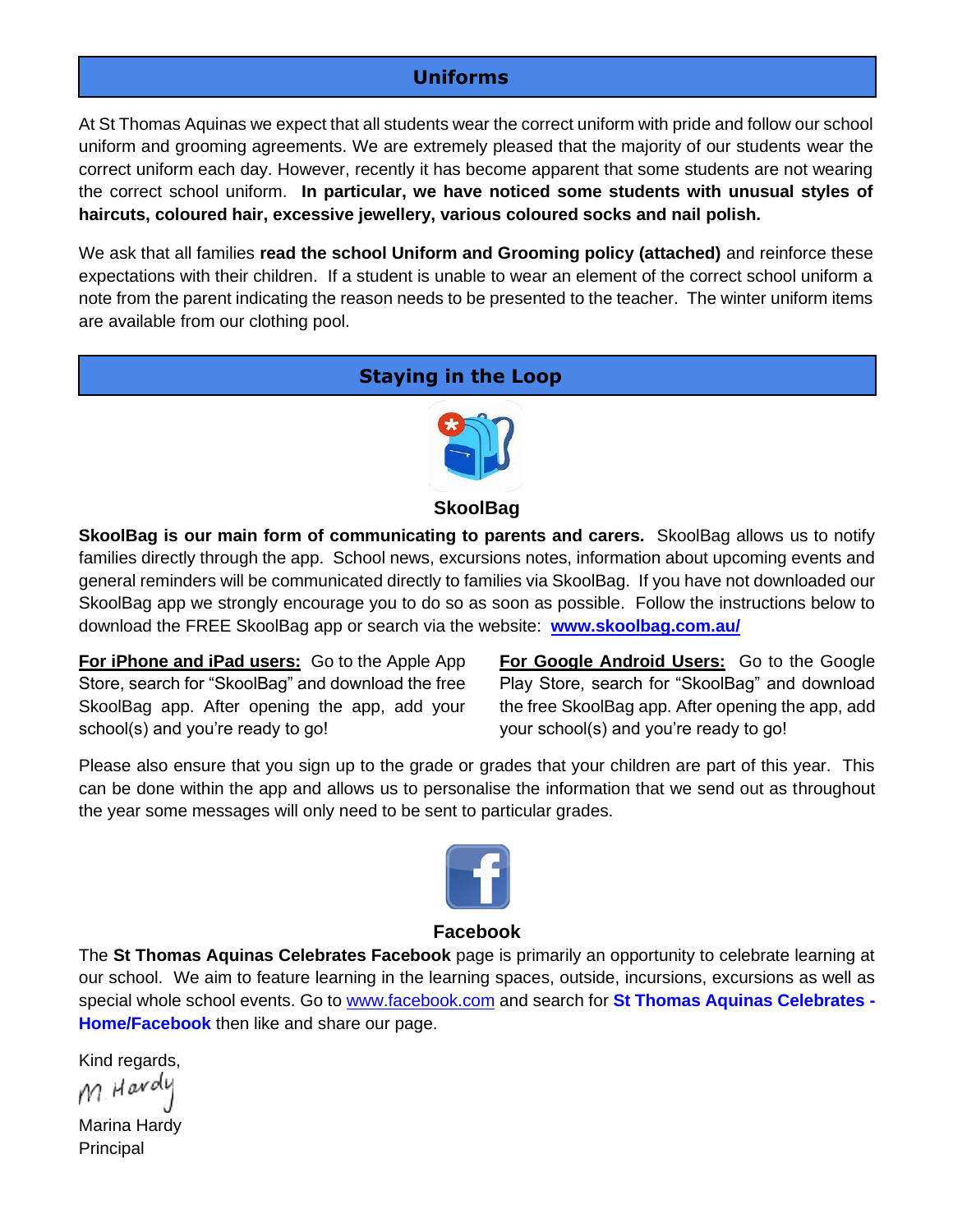## Uniforms

At St Thomas Aquinas we expect that all students wear the correct uniform with pride and follow our school uniform and grooming agreements. We are extremely pleased that the majority of our students wear the correct uniform each day. However, recently it has become apparent that some students are not wearing the correct school uniform. **In particular, we have noticed some students with unusual styles of haircuts, coloured hair, excessive jewellery, various coloured socks and nail polish.**

We ask that all families **read the school Uniform and Grooming policy (attached)** and reinforce these expectations with their children. If a student is unable to wear an element of the correct school uniform a note from the parent indicating the reason needs to be presented to the teacher. The winter uniform items are available from our clothing pool.

## Staying in the Loop

### SkoolBag

**SkoolBag is our main form of communicating to parents and carers.** SkoolBag allows us to notify families directly through the app. School news, excursions notes, information about upcoming events and general reminders will be communicated directly to families via SkoolBag. If you have not downloaded our SkoolBag app we strongly encourage you to do so as soon as possible. Follow the instructions below to download the FREE SkoolBag app or search via the website: **www.skoolbag.com.au/**

**For iPhone and iPad users:** Go to the Apple App Store, search for "SkoolBag" and download the free SkoolBag app. After opening the app, add your school(s) and you're ready to go!

**For Google Android Users:** Go to the Google Play Store, search for "SkoolBag" and download the free SkoolBag app. After opening the app, add your school(s) and you're ready to go!

Please also ensure that you sign up to the grade or grades that your children are part of this year. This can be done within the app and allows us to personalise the information that we send out as throughout the year some messages will only need to be sent to particular grades.

### Facebook

The **St Thomas Aquinas Celebrates Facebook** page is primarily an opportunity to celebrate learning at our school. We aim to feature learning in the learning spaces, outside, incursions, excursions as well as special whole school events. Go to www.facebook.com and search for **St Thomas Aquinas Celebrates - Home/Facebook** then like and share our page.

Kind regards,

M. Hardy

Marina Hardy
Principal